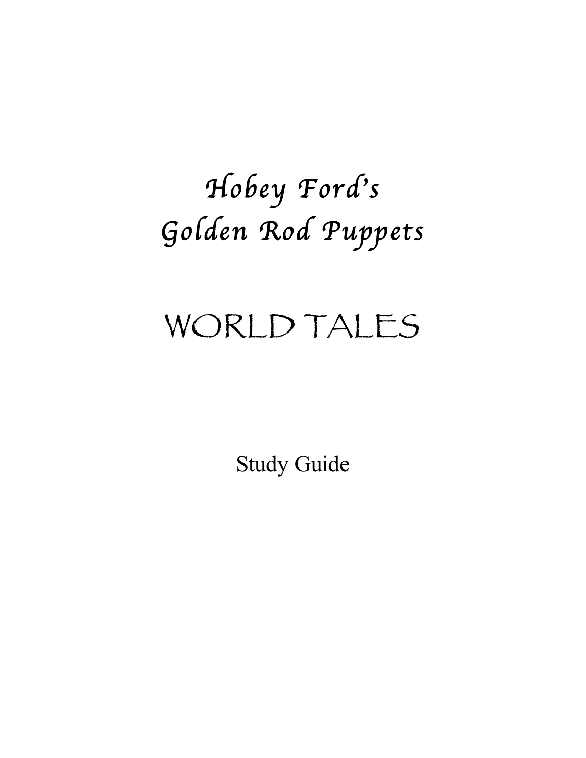# *Hobey Ford's Golden Rod Puppets*

# WORLD TALES

Study Guide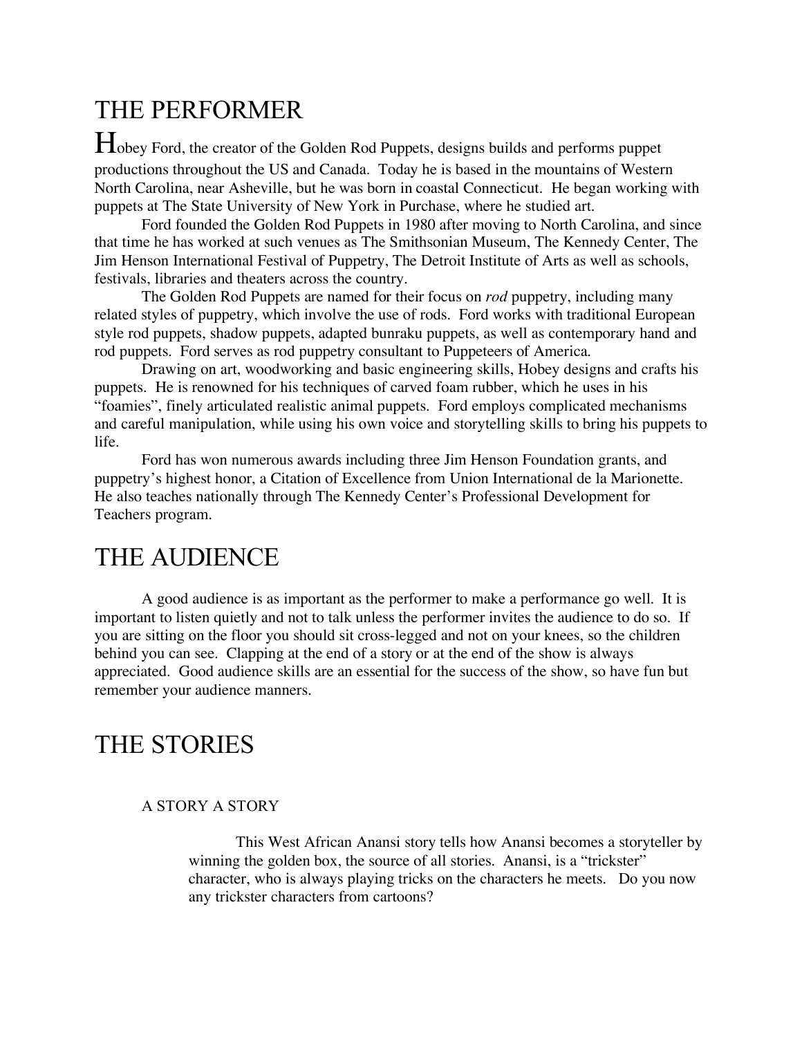# THE PERFORMER

Hobey Ford, the creator of the Golden Rod Puppets, designs builds and performs puppet productions throughout the US and Canada. Today he is based in the mountains of Western North Carolina, near Asheville, but he was born in coastal Connecticut. He began working with puppets at The State University of New York in Purchase, where he studied art.

Ford founded the Golden Rod Puppets in 1980 after moving to North Carolina, and since that time he has worked at such venues as The Smithsonian Museum, The Kennedy Center, The Jim Henson International Festival of Puppetry, The Detroit Institute of Arts as well as schools, festivals, libraries and theaters across the country.

The Golden Rod Puppets are named for their focus on *rod* puppetry, including many related styles of puppetry, which involve the use of rods. Ford works with traditional European style rod puppets, shadow puppets, adapted bunraku puppets, as well as contemporary hand and rod puppets. Ford serves as rod puppetry consultant to Puppeteers of America.

Drawing on art, woodworking and basic engineering skills, Hobey designs and crafts his puppets. He is renowned for his techniques of carved foam rubber, which he uses in his "foamies", finely articulated realistic animal puppets. Ford employs complicated mechanisms and careful manipulation, while using his own voice and storytelling skills to bring his puppets to life.

Ford has won numerous awards including three Jim Henson Foundation grants, and puppetry's highest honor, a Citation of Excellence from Union International de la Marionette. He also teaches nationally through The Kennedy Center's Professional Development for Teachers program.

# THE AUDIENCE

A good audience is as important as the performer to make a performance go well. It is important to listen quietly and not to talk unless the performer invites the audience to do so. If you are sitting on the floor you should sit cross-legged and not on your knees, so the children behind you can see. Clapping at the end of a story or at the end of the show is always appreciated. Good audience skills are an essential for the success of the show, so have fun but remember your audience manners.

# THE STORIES

## A STORY A STORY

This West African Anansi story tells how Anansi becomes a storyteller by winning the golden box, the source of all stories. Anansi, is a "trickster" character, who is always playing tricks on the characters he meets. Do you now any trickster characters from cartoons?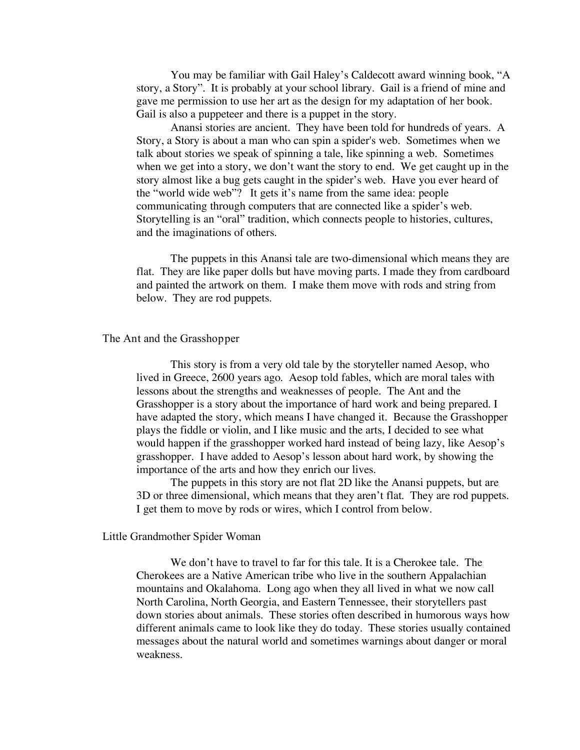You may be familiar with Gail Haley's Caldecott award winning book, "A story, a Story". It is probably at your school library. Gail is a friend of mine and gave me permission to use her art as the design for my adaptation of her book. Gail is also a puppeteer and there is a puppet in the story.

Anansi stories are ancient. They have been told for hundreds of years. A Story, a Story is about a man who can spin a spider's web. Sometimes when we talk about stories we speak of spinning a tale, like spinning a web. Sometimes when we get into a story, we don't want the story to end. We get caught up in the story almost like a bug gets caught in the spider's web. Have you ever heard of the "world wide web"? It gets it's name from the same idea: people communicating through computers that are connected like a spider's web. Storytelling is an "oral" tradition, which connects people to histories, cultures, and the imaginations of others.

The puppets in this Anansi tale are two-dimensional which means they are flat. They are like paper dolls but have moving parts. I made they from cardboard and painted the artwork on them. I make them move with rods and string from below. They are rod puppets.

## The Ant and the Grasshopper

This story is from a very old tale by the storyteller named Aesop, who lived in Greece, 2600 years ago. Aesop told fables, which are moral tales with lessons about the strengths and weaknesses of people. The Ant and the Grasshopper is a story about the importance of hard work and being prepared. I have adapted the story, which means I have changed it. Because the Grasshopper plays the fiddle or violin, and I like music and the arts, I decided to see what would happen if the grasshopper worked hard instead of being lazy, like Aesop's grasshopper. I have added to Aesop's lesson about hard work, by showing the importance of the arts and how they enrich our lives.

The puppets in this story are not flat 2D like the Anansi puppets, but are 3D or three dimensional, which means that they aren't flat. They are rod puppets. I get them to move by rods or wires, which I control from below.

## Little Grandmother Spider Woman

We don't have to travel to far for this tale. It is a Cherokee tale. The Cherokees are a Native American tribe who live in the southern Appalachian mountains and Okalahoma. Long ago when they all lived in what we now call North Carolina, North Georgia, and Eastern Tennessee, their storytellers past down stories about animals. These stories often described in humorous ways how different animals came to look like they do today. These stories usually contained messages about the natural world and sometimes warnings about danger or moral weakness.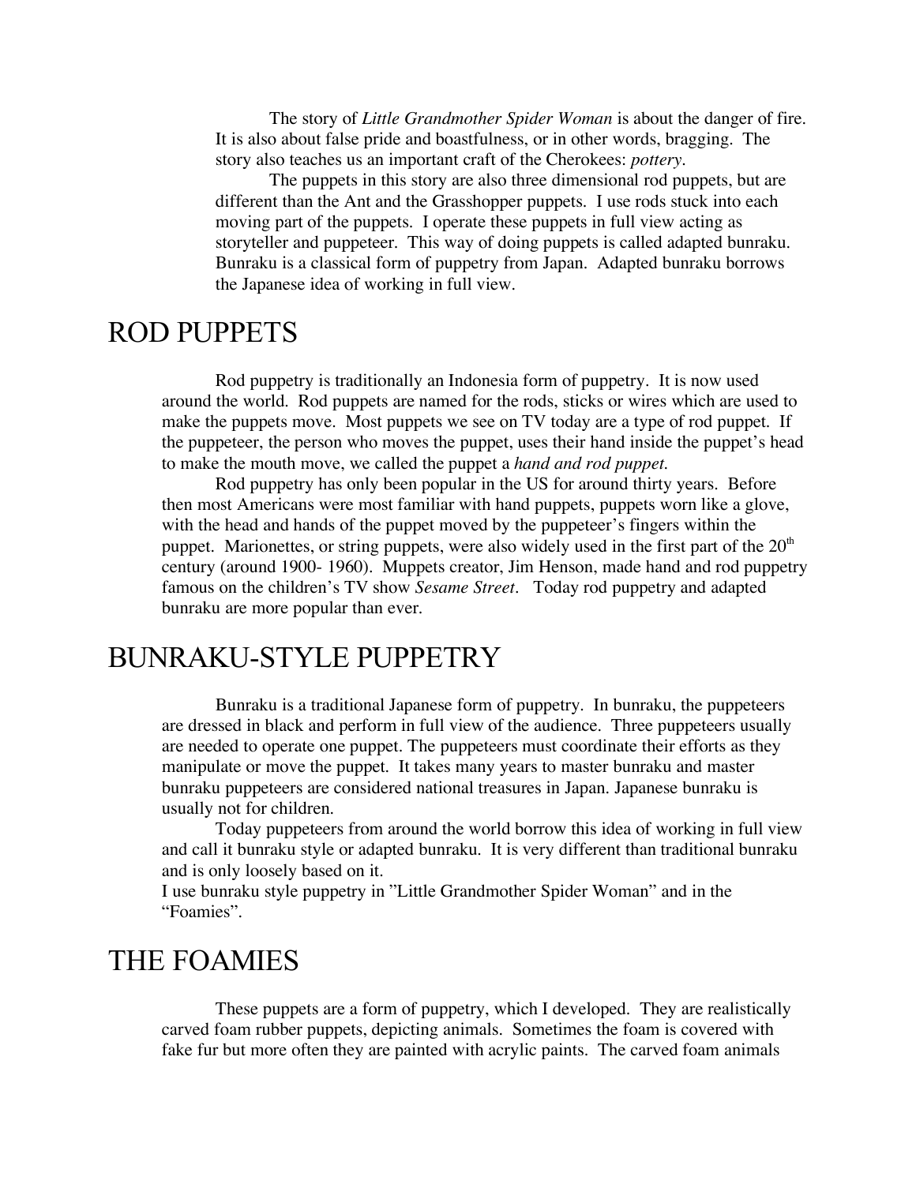The story of *Little Grandmother Spider Woman* is about the danger of fire. It is also about false pride and boastfulness, or in other words, bragging. The story also teaches us an important craft of the Cherokees: *pottery*.

The puppets in this story are also three dimensional rod puppets, but are different than the Ant and the Grasshopper puppets. I use rods stuck into each moving part of the puppets. I operate these puppets in full view acting as storyteller and puppeteer. This way of doing puppets is called adapted bunraku. Bunraku is a classical form of puppetry from Japan. Adapted bunraku borrows the Japanese idea of working in full view.

# ROD PUPPETS

Rod puppetry is traditionally an Indonesia form of puppetry. It is now used around the world. Rod puppets are named for the rods, sticks or wires which are used to make the puppets move. Most puppets we see on TV today are a type of rod puppet. If the puppeteer, the person who moves the puppet, uses their hand inside the puppet's head to make the mouth move, we called the puppet a *hand and rod puppet*.

Rod puppetry has only been popular in the US for around thirty years. Before then most Americans were most familiar with hand puppets, puppets worn like a glove, with the head and hands of the puppet moved by the puppeteer's fingers within the puppet. Marionettes, or string puppets, were also widely used in the first part of the 20th century (around 1900- 1960). Muppets creator, Jim Henson, made hand and rod puppetry famous on the children's TV show *Sesame Street*. Today rod puppetry and adapted bunraku are more popular than ever.

# BUNRAKU-STYLE PUPPETRY

Bunraku is a traditional Japanese form of puppetry. In bunraku, the puppeteers are dressed in black and perform in full view of the audience. Three puppeteers usually are needed to operate one puppet. The puppeteers must coordinate their efforts as they manipulate or move the puppet. It takes many years to master bunraku and master bunraku puppeteers are considered national treasures in Japan. Japanese bunraku is usually not for children.

Today puppeteers from around the world borrow this idea of working in full view and call it bunraku style or adapted bunraku. It is very different than traditional bunraku and is only loosely based on it.

I use bunraku style puppetry in "Little Grandmother Spider Woman" and in the "Foamies".

# THE FOAMIES

These puppets are a form of puppetry, which I developed. They are realistically carved foam rubber puppets, depicting animals. Sometimes the foam is covered with fake fur but more often they are painted with acrylic paints. The carved foam animals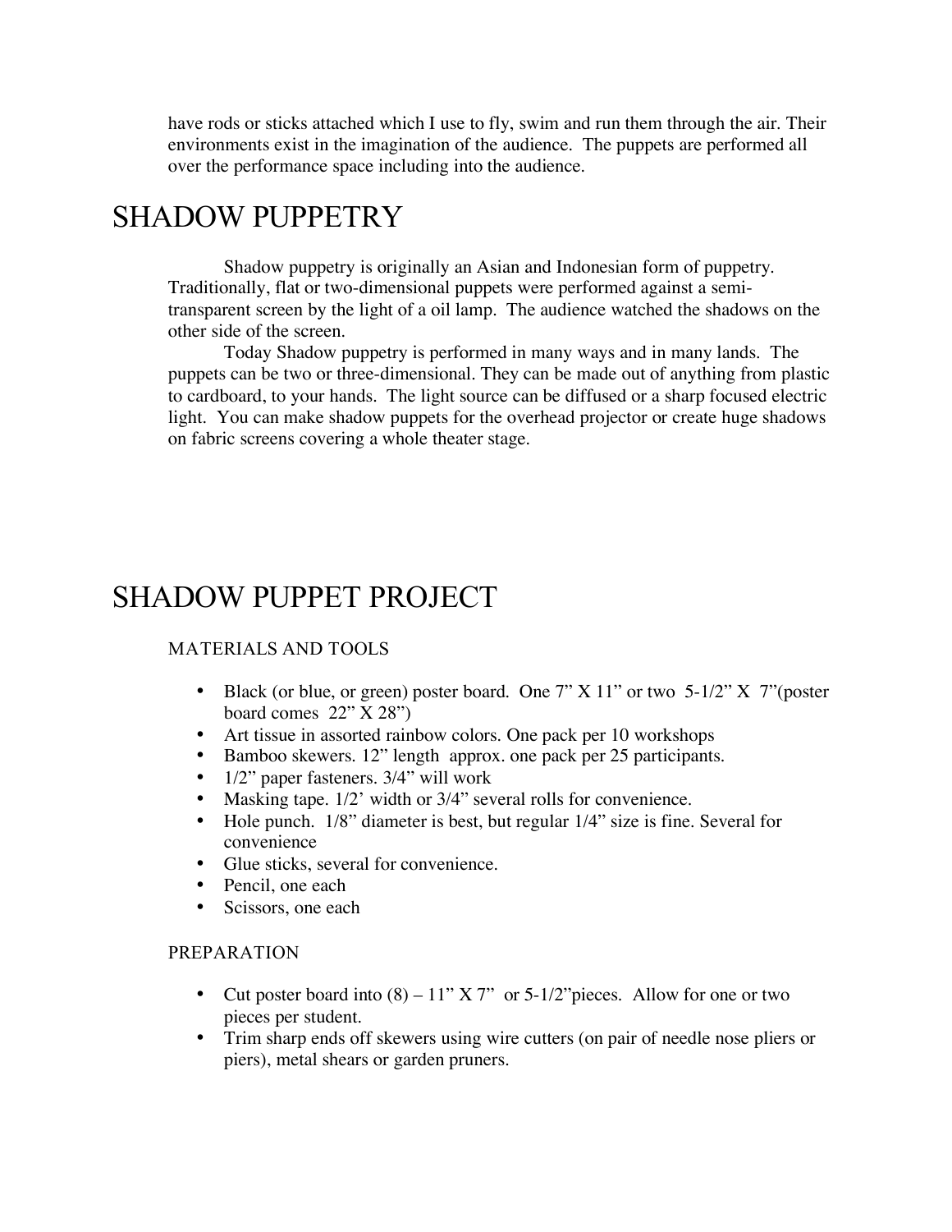have rods or sticks attached which I use to fly, swim and run them through the air. Their environments exist in the imagination of the audience. The puppets are performed all over the performance space including into the audience.

# SHADOW PUPPETRY

Shadow puppetry is originally an Asian and Indonesian form of puppetry. Traditionally, flat or two-dimensional puppets were performed against a semi-transparent screen by the light of a oil lamp. The audience watched the shadows on the other side of the screen.

Today Shadow puppetry is performed in many ways and in many lands. The puppets can be two or three-dimensional. They can be made out of anything from plastic to cardboard, to your hands. The light source can be diffused or a sharp focused electric light. You can make shadow puppets for the overhead projector or create huge shadows on fabric screens covering a whole theater stage.

# SHADOW PUPPET PROJECT

## MATERIALS AND TOOLS

- Black (or blue, or green) poster board. One 7" X 11" or two 5-1/2" X 7"(poster board comes 22" X 28")
- Art tissue in assorted rainbow colors. One pack per 10 workshops
- Bamboo skewers. 12" length approx. one pack per 25 participants.
- 1/2" paper fasteners. 3/4" will work
- Masking tape. 1/2' width or 3/4" several rolls for convenience.
- Hole punch. 1/8" diameter is best, but regular 1/4" size is fine. Several for convenience
- Glue sticks, several for convenience.
- Pencil, one each
- Scissors, one each

## PREPARATION

- Cut poster board into (8) – 11" X 7" or 5-1/2"pieces. Allow for one or two pieces per student.
- Trim sharp ends off skewers using wire cutters (on pair of needle nose pliers or piers), metal shears or garden pruners.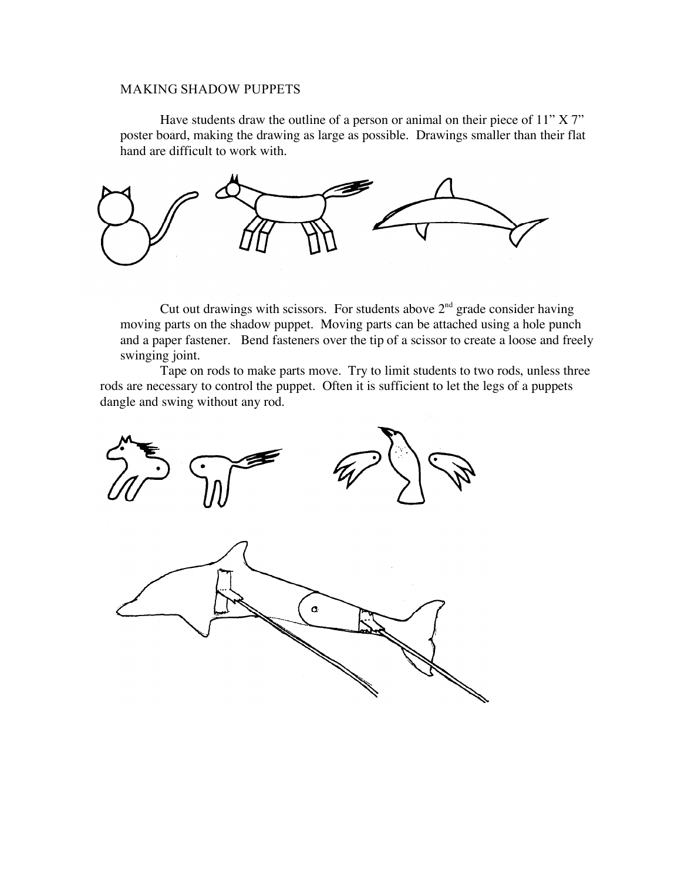# MAKING SHADOW PUPPETS

Have students draw the outline of a person or animal on their piece of 11" X 7" poster board, making the drawing as large as possible. Drawings smaller than their flat hand are difficult to work with.

Cut out drawings with scissors. For students above 2nd grade consider having moving parts on the shadow puppet. Moving parts can be attached using a hole punch and a paper fastener. Bend fasteners over the tip of a scissor to create a loose and freely swinging joint.

Tape on rods to make parts move. Try to limit students to two rods, unless three rods are necessary to control the puppet. Often it is sufficient to let the legs of a puppets dangle and swing without any rod.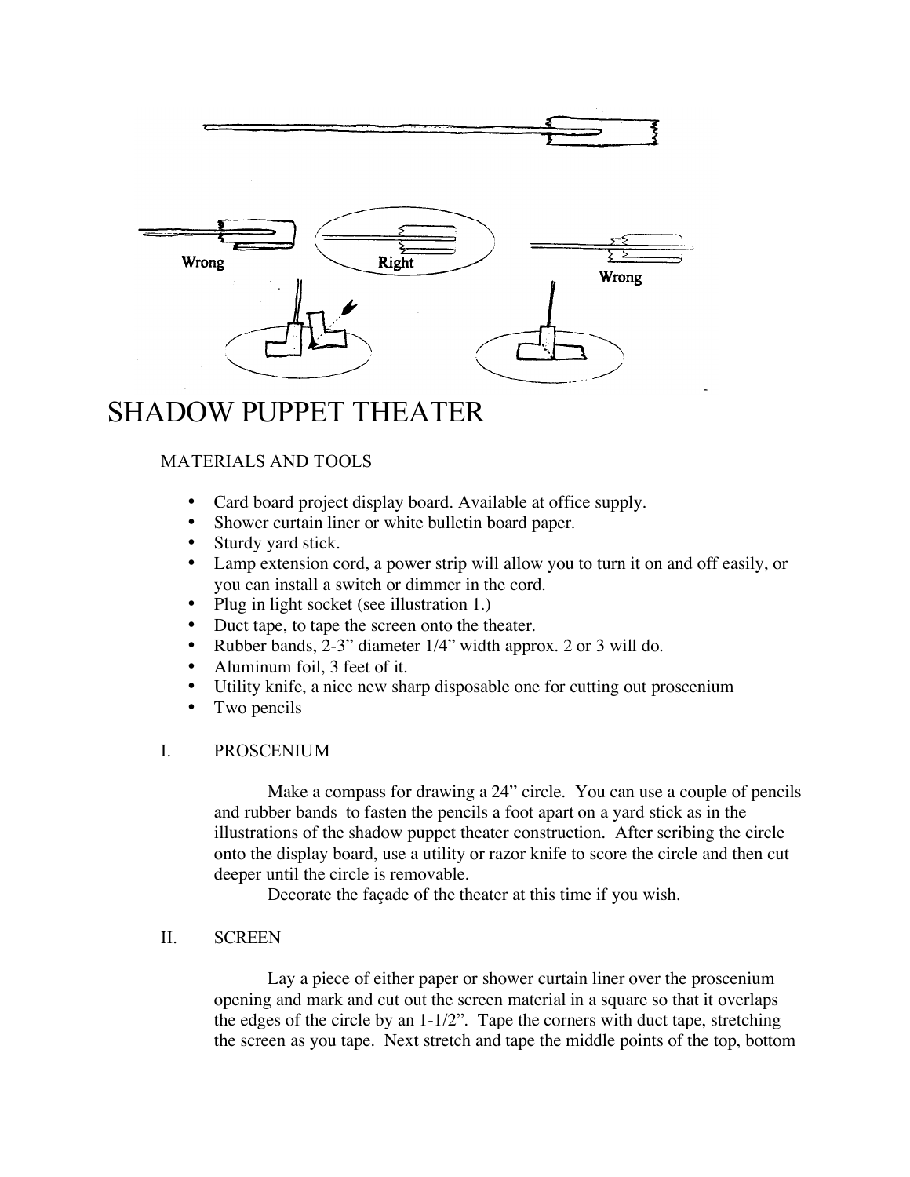Wrong Right Wrong

# SHADOW PUPPET THEATER

MATERIALS AND TOOLS

- Card board project display board. Available at office supply.
- Shower curtain liner or white bulletin board paper.
- Sturdy yard stick.
- Lamp extension cord, a power strip will allow you to turn it on and off easily, or you can install a switch or dimmer in the cord.
- Plug in light socket (see illustration 1.)
- Duct tape, to tape the screen onto the theater.
- Rubber bands, 2-3" diameter 1/4" width approx. 2 or 3 will do.
- Aluminum foil, 3 feet of it.
- Utility knife, a nice new sharp disposable one for cutting out proscenium
- Two pencils

I. PROSCENIUM

Make a compass for drawing a 24" circle. You can use a couple of pencils and rubber bands to fasten the pencils a foot apart on a yard stick as in the illustrations of the shadow puppet theater construction. After scribing the circle onto the display board, use a utility or razor knife to score the circle and then cut deeper until the circle is removable.

Decorate the façade of the theater at this time if you wish.

II. SCREEN

Lay a piece of either paper or shower curtain liner over the proscenium opening and mark and cut out the screen material in a square so that it overlaps the edges of the circle by an 1-1/2". Tape the corners with duct tape, stretching the screen as you tape. Next stretch and tape the middle points of the top, bottom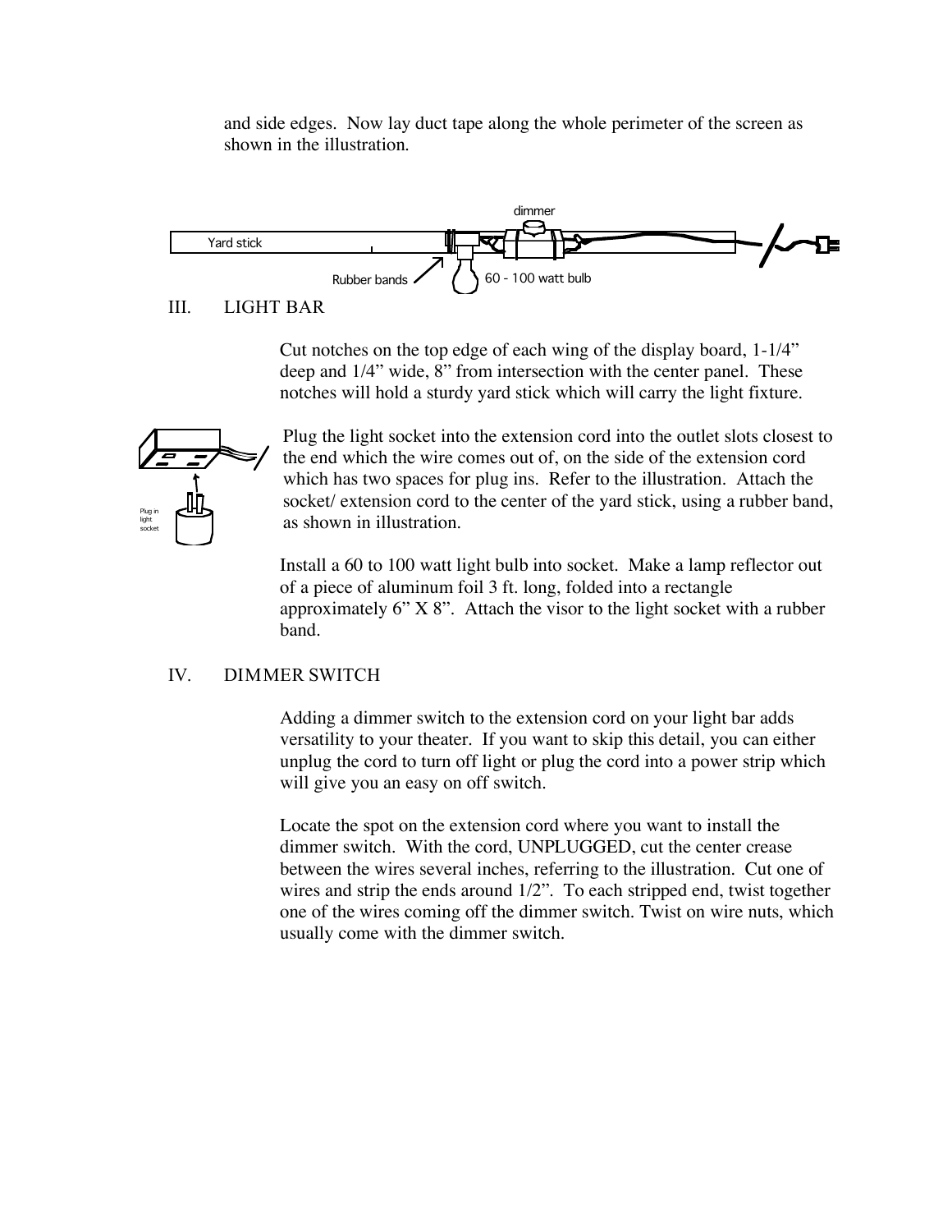and side edges. Now lay duct tape along the whole perimeter of the screen as shown in the illustration.

dimmer

Yard stick

Rubber bands

60 - 100 watt bulb

## III. LIGHT BAR

Cut notches on the top edge of each wing of the display board, 1-1/4" deep and 1/4" wide, 8" from intersection with the center panel. These notches will hold a sturdy yard stick which will carry the light fixture.

Plug in light socket

Plug the light socket into the extension cord into the outlet slots closest to the end which the wire comes out of, on the side of the extension cord which has two spaces for plug ins. Refer to the illustration. Attach the socket/ extension cord to the center of the yard stick, using a rubber band, as shown in illustration.

Install a 60 to 100 watt light bulb into socket. Make a lamp reflector out of a piece of aluminum foil 3 ft. long, folded into a rectangle approximately 6" X 8". Attach the visor to the light socket with a rubber band.

## IV. DIMMER SWITCH

Adding a dimmer switch to the extension cord on your light bar adds versatility to your theater. If you want to skip this detail, you can either unplug the cord to turn off light or plug the cord into a power strip which will give you an easy on off switch.

Locate the spot on the extension cord where you want to install the dimmer switch. With the cord, UNPLUGGED, cut the center crease between the wires several inches, referring to the illustration. Cut one of wires and strip the ends around 1/2". To each stripped end, twist together one of the wires coming off the dimmer switch. Twist on wire nuts, which usually come with the dimmer switch.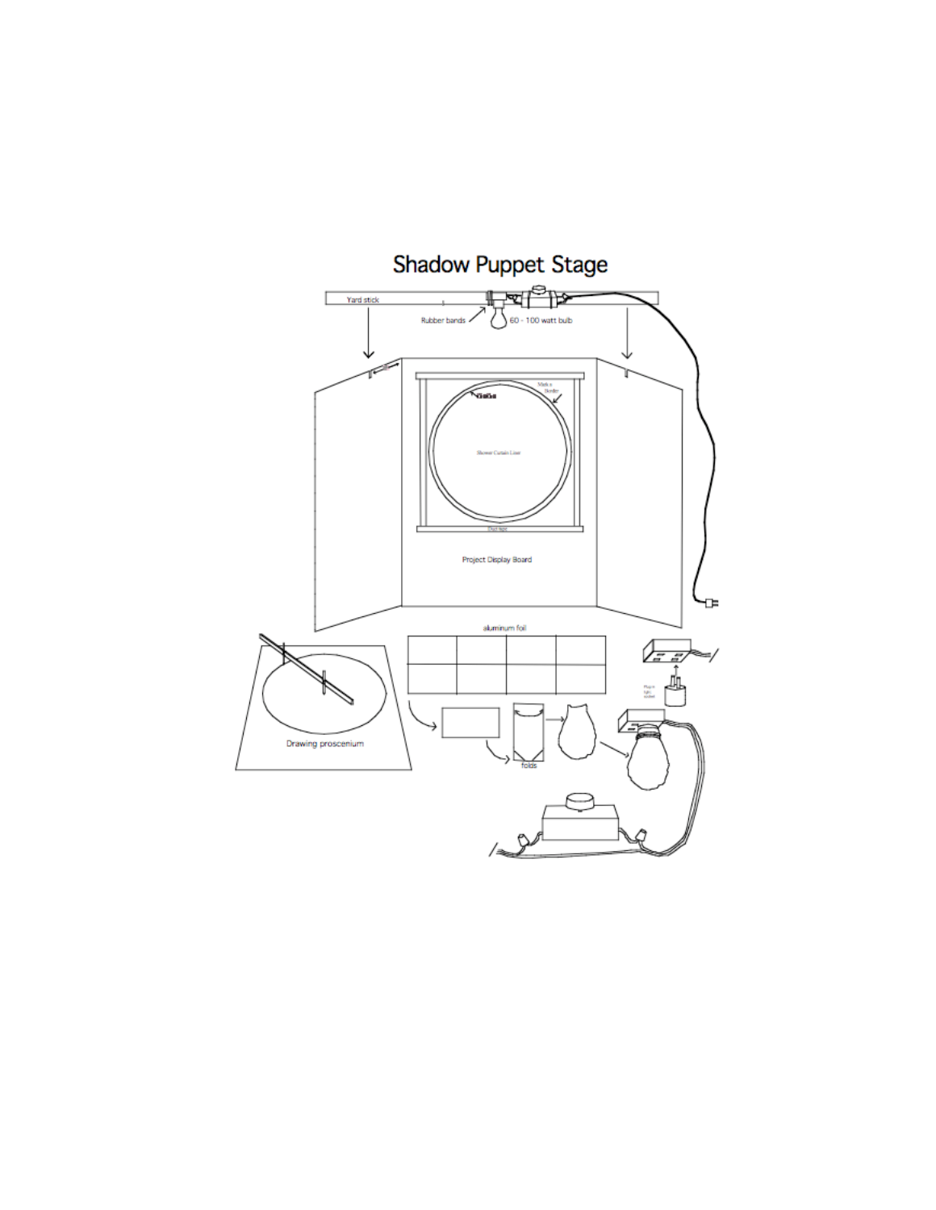# Shadow Puppet Stage

Yard stick

Rubber bands

60 - 100 watt bulb

Match border

Shower Curtain Liner

Duct tape

Project Display Board

aluminum foil

Drawing proscenium

folds

Plug-in light socket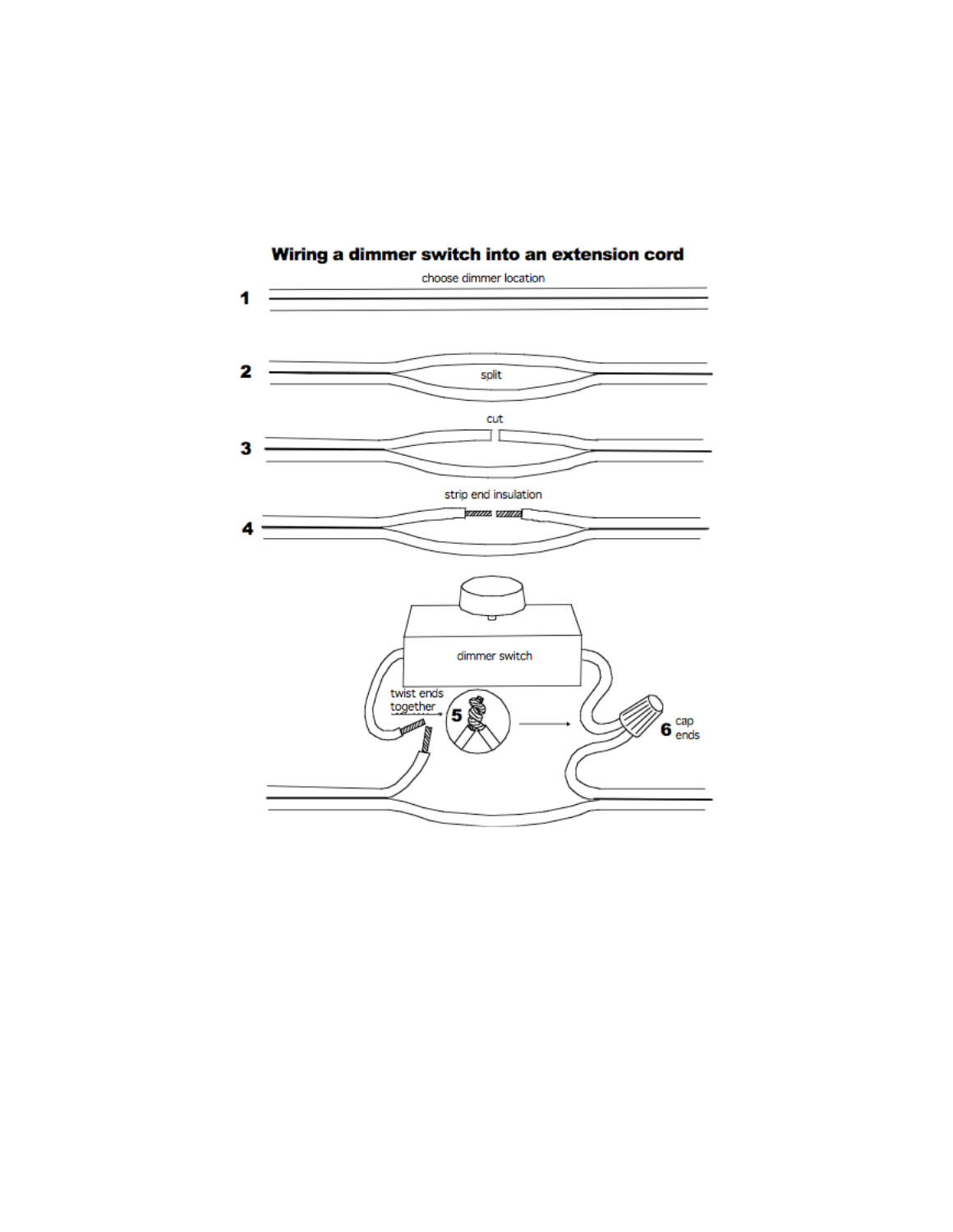# Wiring a dimmer switch into an extension cord

1 choose dimmer location

2 split

3 cut

4 strip end insulation

dimmer switch

5 twist ends together

6 cap ends